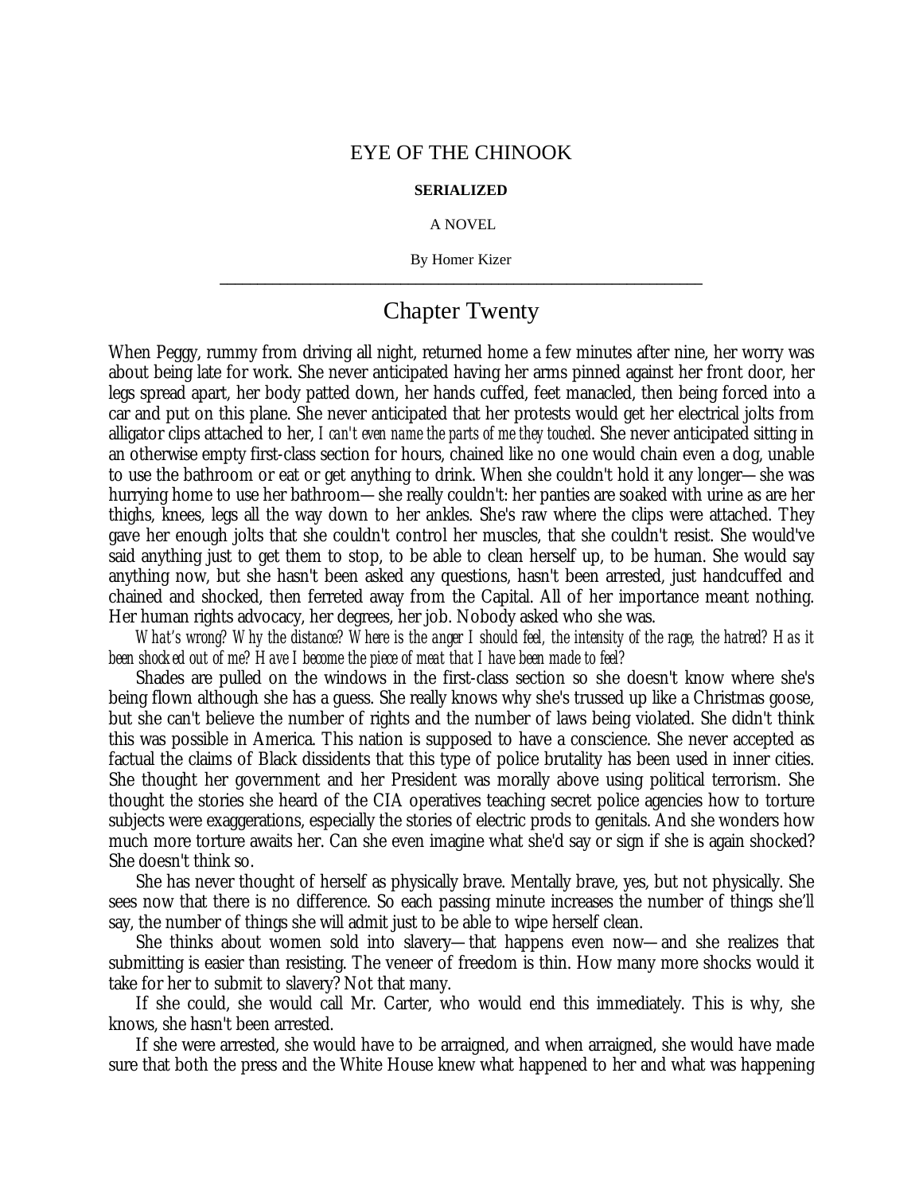EYE OF THE CHINOOK

**SERIALIZED**

A NOVEL

By Homer Kizer

---

# Chapter Twenty

When Peggy, rummy from driving all night, returned home a few minutes after nine, her worry was about being late for work. She never anticipated having her arms pinned against her front door, her legs spread apart, her body patted down, her hands cuffed, feet manacled, then being forced into a car and put on this plane. She never anticipated that her protests would get her electrical jolts from alligator clips attached to her, *I can't even name the parts of me they touched*. She never anticipated sitting in an otherwise empty first-class section for hours, chained like no one would chain even a dog, unable to use the bathroom or eat or get anything to drink. When she couldn't hold it any longer—she was hurrying home to use her bathroom—she really couldn't: her panties are soaked with urine as are her thighs, knees, legs all the way down to her ankles. She's raw where the clips were attached. They gave her enough jolts that she couldn't control her muscles, that she couldn't resist. She would've said anything just to get them to stop, to be able to clean herself up, to be human. She would say anything now, but she hasn't been asked any questions, hasn't been arrested, just handcuffed and chained and shocked, then ferreted away from the Capital. All of her importance meant nothing. Her human rights advocacy, her degrees, her job. Nobody asked who she was.

*What's wrong? Why the distance? Where is the anger I should feel, the intensity of the rage, the hatred? Has it been shocked out of me? Have I become the piece of meat that I have been made to feel?*

Shades are pulled on the windows in the first-class section so she doesn't know where she's being flown although she has a guess. She really knows why she's trussed up like a Christmas goose, but she can't believe the number of rights and the number of laws being violated. She didn't think this was possible in America. This nation is supposed to have a conscience. She never accepted as factual the claims of Black dissidents that this type of police brutality has been used in inner cities. She thought her government and her President was morally above using political terrorism. She thought the stories she heard of the CIA operatives teaching secret police agencies how to torture subjects were exaggerations, especially the stories of electric prods to genitals. And she wonders how much more torture awaits her. Can she even imagine what she'd say or sign if she is again shocked? She doesn't think so.

She has never thought of herself as physically brave. Mentally brave, yes, but not physically. She sees now that there is no difference. So each passing minute increases the number of things she'll say, the number of things she will admit just to be able to wipe herself clean.

She thinks about women sold into slavery—that happens even now—and she realizes that submitting is easier than resisting. The veneer of freedom is thin. How many more shocks would it take for her to submit to slavery? Not that many.

If she could, she would call Mr. Carter, who would end this immediately. This is why, she knows, she hasn't been arrested.

If she were arrested, she would have to be arraigned, and when arraigned, she would have made sure that both the press and the White House knew what happened to her and what was happening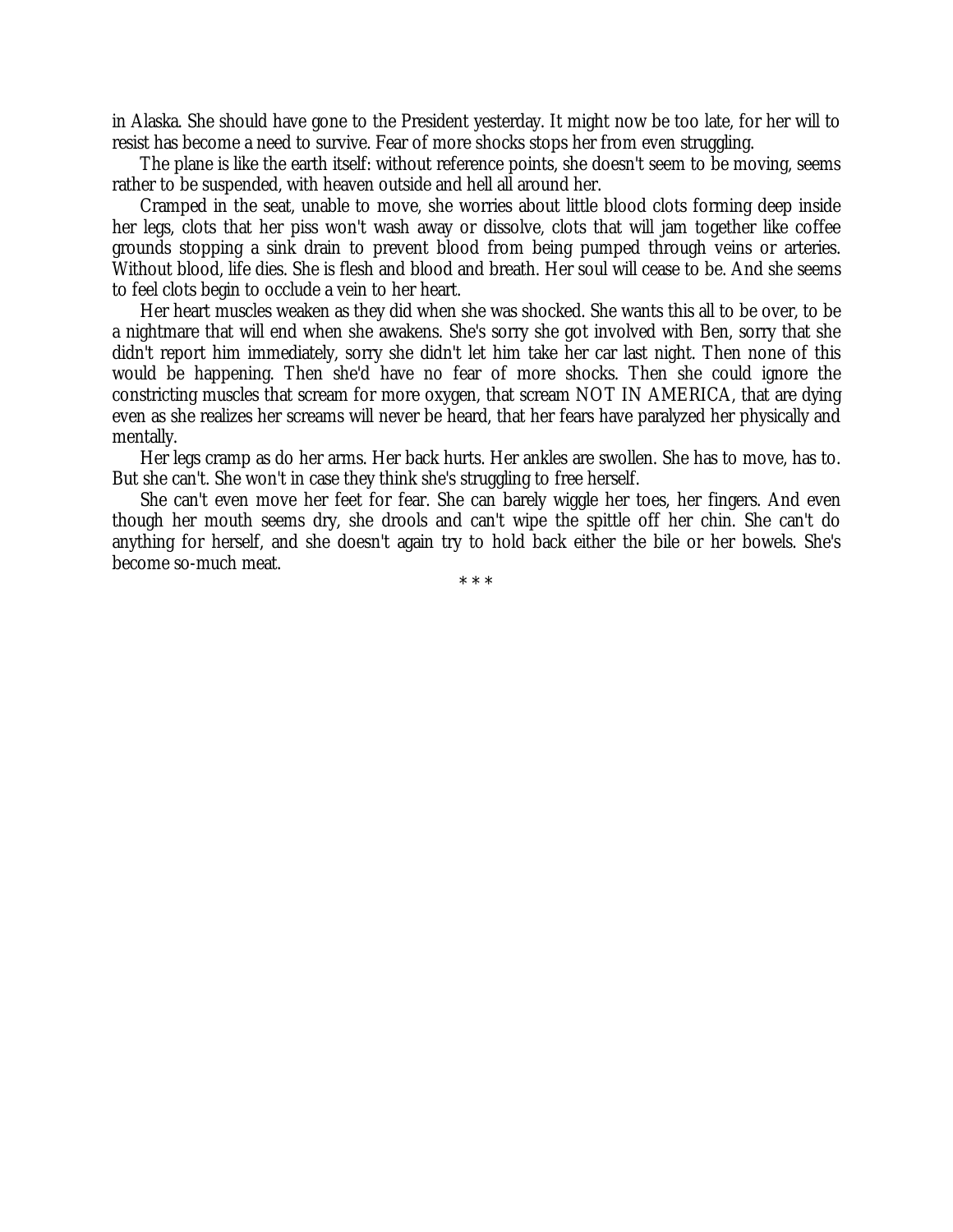in Alaska. She should have gone to the President yesterday. It might now be too late, for her will to resist has become a need to survive. Fear of more shocks stops her from even struggling.

The plane is like the earth itself: without reference points, she doesn't seem to be moving, seems rather to be suspended, with heaven outside and hell all around her.

Cramped in the seat, unable to move, she worries about little blood clots forming deep inside her legs, clots that her piss won't wash away or dissolve, clots that will jam together like coffee grounds stopping a sink drain to prevent blood from being pumped through veins or arteries. Without blood, life dies. She is flesh and blood and breath. Her soul will cease to be. And she seems to feel clots begin to occlude a vein to her heart.

Her heart muscles weaken as they did when she was shocked. She wants this all to be over, to be a nightmare that will end when she awakens. She's sorry she got involved with Ben, sorry that she didn't report him immediately, sorry she didn't let him take her car last night. Then none of this would be happening. Then she'd have no fear of more shocks. Then she could ignore the constricting muscles that scream for more oxygen, that scream NOT IN AMERICA, that are dying even as she realizes her screams will never be heard, that her fears have paralyzed her physically and mentally.

Her legs cramp as do her arms. Her back hurts. Her ankles are swollen. She has to move, has to. But she can't. She won't in case they think she's struggling to free herself.

She can't even move her feet for fear. She can barely wiggle her toes, her fingers. And even though her mouth seems dry, she drools and can't wipe the spittle off her chin. She can't do anything for herself, and she doesn't again try to hold back either the bile or her bowels. She's become so-much meat.

* * *